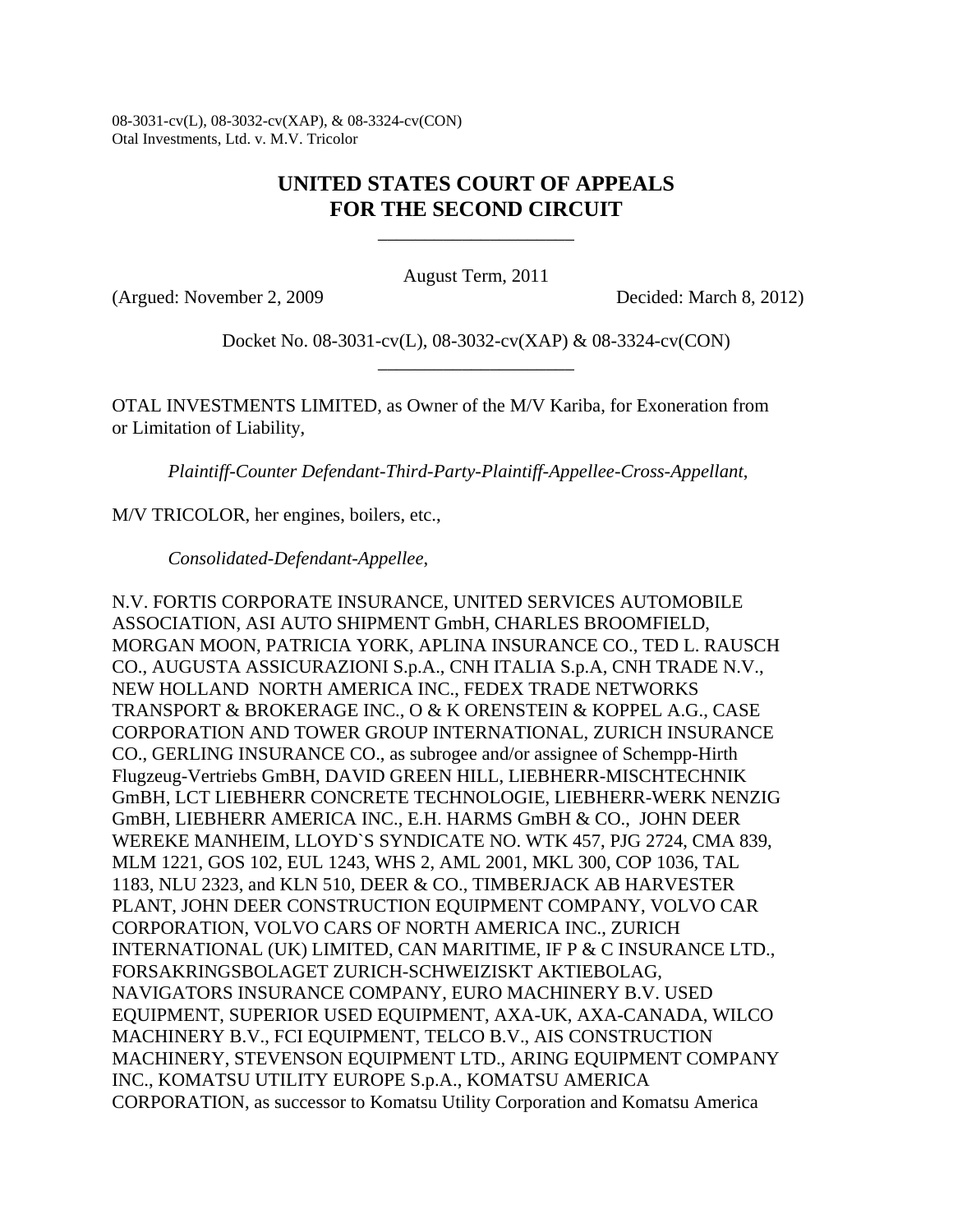08-3031-cv(L), 08-3032-cv(XAP), & 08-3324-cv(CON)
Otal Investments, Ltd. v. M.V. Tricolor

# UNITED STATES COURT OF APPEALS
# FOR THE SECOND CIRCUIT

---

August Term, 2011

(Argued: November 2, 2009 Decided: March 8, 2012)

Docket No. 08-3031-cv(L), 08-3032-cv(XAP) & 08-3324-cv(CON)

---

OTAL INVESTMENTS LIMITED, as Owner of the M/V Kariba, for Exoneration from or Limitation of Liability,

*Plaintiff-Counter Defendant-Third-Party-Plaintiff-Appellee-Cross-Appellant*,

M/V TRICOLOR, her engines, boilers, etc.,

*Consolidated-Defendant-Appellee*,

N.V. FORTIS CORPORATE INSURANCE, UNITED SERVICES AUTOMOBILE ASSOCIATION, ASI AUTO SHIPMENT GmbH, CHARLES BROOMFIELD, MORGAN MOON, PATRICIA YORK, APLINA INSURANCE CO., TED L. RAUSCH CO., AUGUSTA ASSICURAZIONI S.p.A., CNH ITALIA S.p.A, CNH TRADE N.V., NEW HOLLAND NORTH AMERICA INC., FEDEX TRADE NETWORKS TRANSPORT & BROKERAGE INC., O & K ORENSTEIN & KOPPEL A.G., CASE CORPORATION AND TOWER GROUP INTERNATIONAL, ZURICH INSURANCE CO., GERLING INSURANCE CO., as subrogee and/or assignee of Schempp-Hirth Flugzeug-Vertriebs GmBH, DAVID GREEN HILL, LIEBHERR-MISCHTECHNIK GmBH, LCT LIEBHERR CONCRETE TECHNOLOGIE, LIEBHERR-WERK NENZIG GmBH, LIEBHERR AMERICA INC., E.H. HARMS GmBH & CO., JOHN DEER WEREKE MANHEIM, LLOYD`S SYNDICATE NO. WTK 457, PJG 2724, CMA 839, MLM 1221, GOS 102, EUL 1243, WHS 2, AML 2001, MKL 300, COP 1036, TAL 1183, NLU 2323, and KLN 510, DEER & CO., TIMBERJACK AB HARVESTER PLANT, JOHN DEER CONSTRUCTION EQUIPMENT COMPANY, VOLVO CAR CORPORATION, VOLVO CARS OF NORTH AMERICA INC., ZURICH INTERNATIONAL (UK) LIMITED, CAN MARITIME, IF P & C INSURANCE LTD., FORSAKRINGSBOLAGET ZURICH-SCHWEIZISKT AKTIEBOLAG, NAVIGATORS INSURANCE COMPANY, EURO MACHINERY B.V. USED EQUIPMENT, SUPERIOR USED EQUIPMENT, AXA-UK, AXA-CANADA, WILCO MACHINERY B.V., FCI EQUIPMENT, TELCO B.V., AIS CONSTRUCTION MACHINERY, STEVENSON EQUIPMENT LTD., ARING EQUIPMENT COMPANY INC., KOMATSU UTILITY EUROPE S.p.A., KOMATSU AMERICA CORPORATION, as successor to Komatsu Utility Corporation and Komatsu America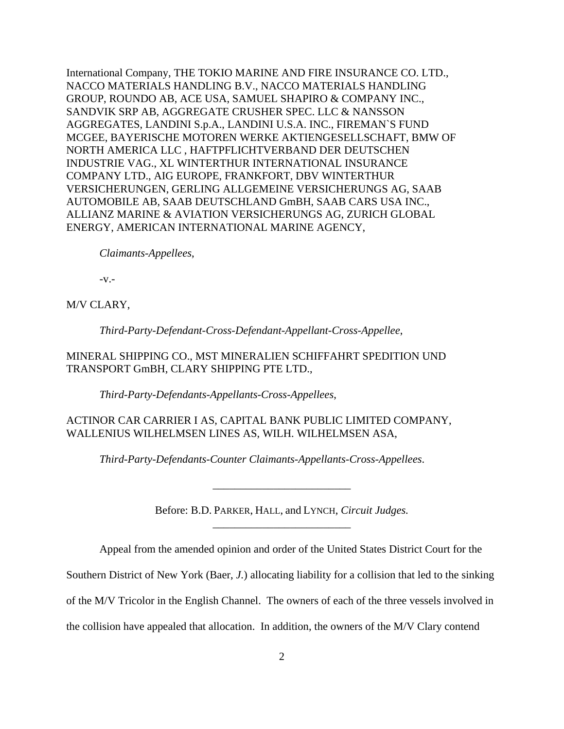International Company, THE TOKIO MARINE AND FIRE INSURANCE CO. LTD., NACCO MATERIALS HANDLING B.V., NACCO MATERIALS HANDLING GROUP, ROUNDO AB, ACE USA, SAMUEL SHAPIRO & COMPANY INC., SANDVIK SRP AB, AGGREGATE CRUSHER SPEC. LLC & NANSSON AGGREGATES, LANDINI S.p.A., LANDINI U.S.A. INC., FIREMAN`S FUND MCGEE, BAYERISCHE MOTOREN WERKE AKTIENGESELLSCHAFT, BMW OF NORTH AMERICA LLC , HAFTPFLICHTVERBAND DER DEUTSCHEN INDUSTRIE VAG., XL WINTERTHUR INTERNATIONAL INSURANCE COMPANY LTD., AIG EUROPE, FRANKFORT, DBV WINTERTHUR VERSICHERUNGEN, GERLING ALLGEMEINE VERSICHERUNGS AG, SAAB AUTOMOBILE AB, SAAB DEUTSCHLAND GmBH, SAAB CARS USA INC., ALLIANZ MARINE & AVIATION VERSICHERUNGS AG, ZURICH GLOBAL ENERGY, AMERICAN INTERNATIONAL MARINE AGENCY,

*Claimants-Appellees*,

-v.-

M/V CLARY,

*Third-Party-Defendant-Cross-Defendant-Appellant-Cross-Appellee*,

MINERAL SHIPPING CO., MST MINERALIEN SCHIFFAHRT SPEDITION UND TRANSPORT GmBH, CLARY SHIPPING PTE LTD.,

*Third-Party-Defendants-Appellants-Cross-Appellees*,

ACTINOR CAR CARRIER I AS, CAPITAL BANK PUBLIC LIMITED COMPANY, WALLENIUS WILHELMSEN LINES AS, WILH. WILHELMSEN ASA,

*Third-Party-Defendants-Counter Claimants-Appellants-Cross-Appellees*.

---

Before: B.D. PARKER, HALL, and LYNCH, *Circuit Judges.*

---

Appeal from the amended opinion and order of the United States District Court for the Southern District of New York (Baer, *J.*) allocating liability for a collision that led to the sinking of the M/V Tricolor in the English Channel. The owners of each of the three vessels involved in the collision have appealed that allocation. In addition, the owners of the M/V Clary contend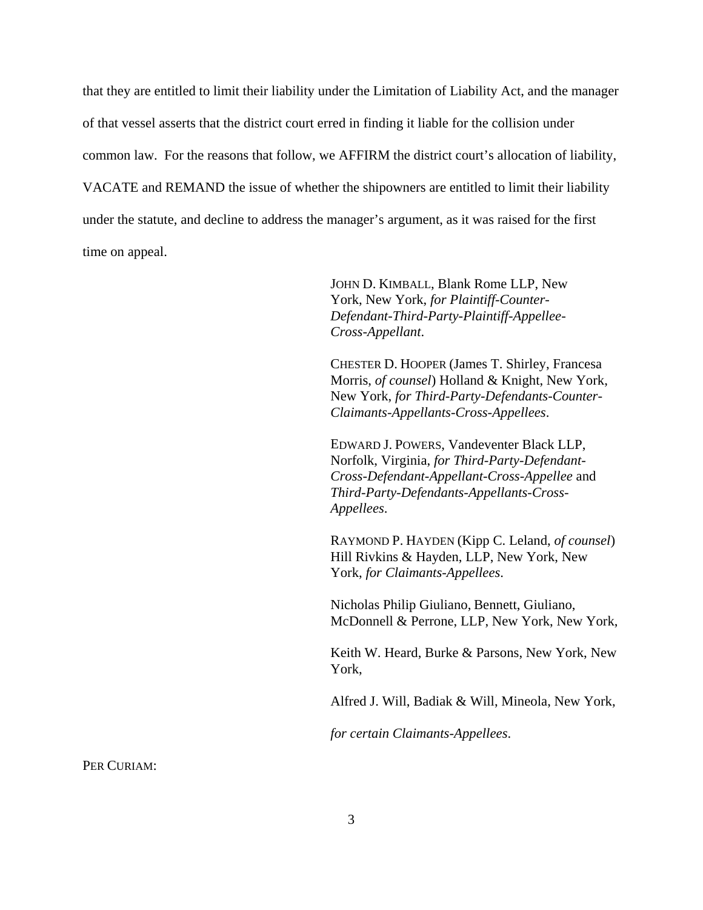that they are entitled to limit their liability under the Limitation of Liability Act, and the manager of that vessel asserts that the district court erred in finding it liable for the collision under common law. For the reasons that follow, we AFFIRM the district court's allocation of liability, VACATE and REMAND the issue of whether the shipowners are entitled to limit their liability under the statute, and decline to address the manager's argument, as it was raised for the first time on appeal.

JOHN D. KIMBALL, Blank Rome LLP, New York, New York, *for Plaintiff-Counter-Defendant-Third-Party-Plaintiff-Appellee-Cross-Appellant*.

CHESTER D. HOOPER (James T. Shirley, Francesa Morris, *of counsel*) Holland & Knight, New York, New York, *for Third-Party-Defendants-Counter-Claimants-Appellants-Cross-Appellees*.

EDWARD J. POWERS, Vandeventer Black LLP, Norfolk, Virginia, *for Third-Party-Defendant-Cross-Defendant-Appellant-Cross-Appellee* and *Third-Party-Defendants-Appellants-Cross-Appellees*.

RAYMOND P. HAYDEN (Kipp C. Leland, *of counsel*) Hill Rivkins & Hayden, LLP, New York, New York, *for Claimants-Appellees*.

Nicholas Philip Giuliano, Bennett, Giuliano, McDonnell & Perrone, LLP, New York, New York,

Keith W. Heard, Burke & Parsons, New York, New York,

Alfred J. Will, Badiak & Will, Mineola, New York,

*for certain Claimants-Appellees*.

PER CURIAM: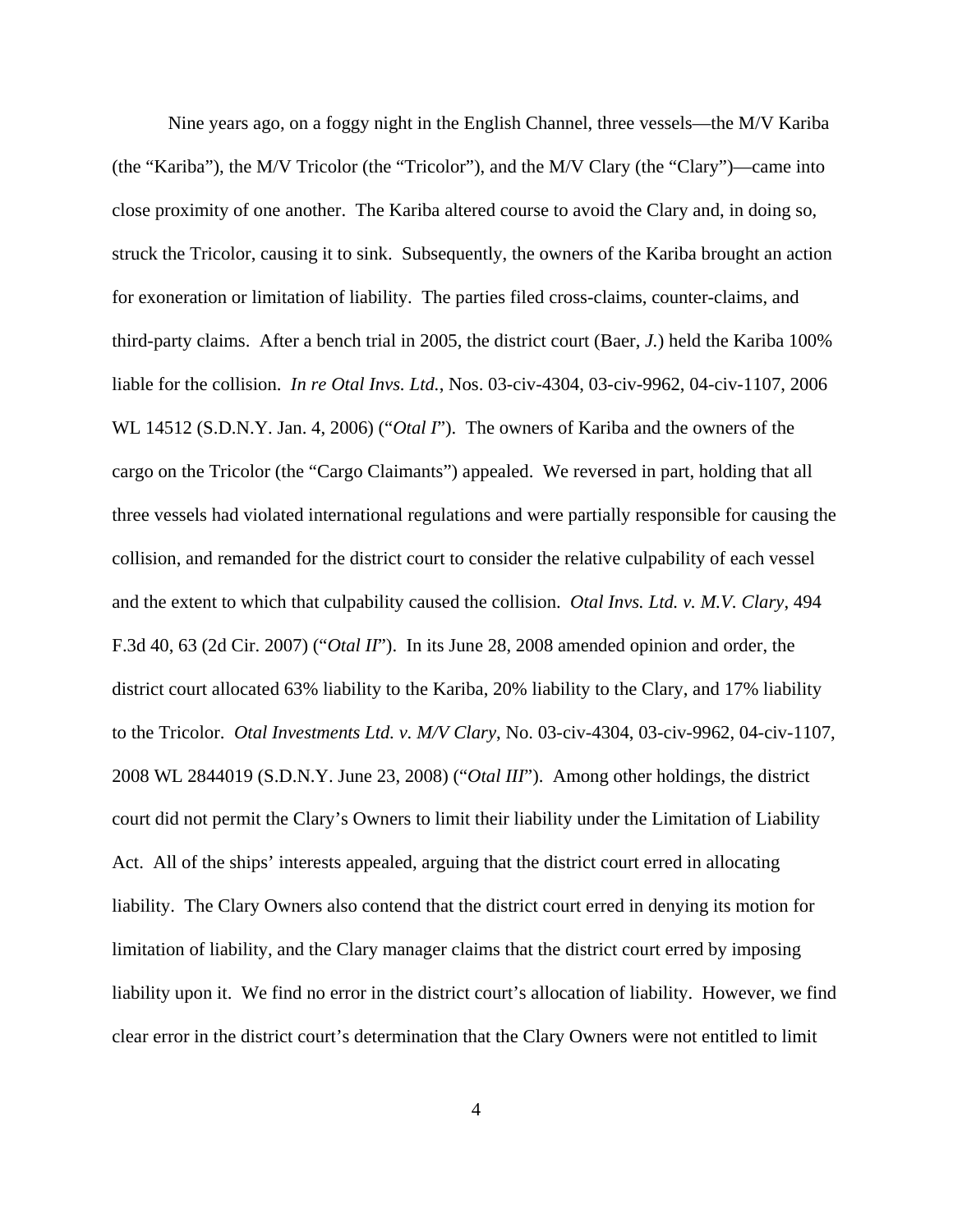Nine years ago, on a foggy night in the English Channel, three vessels—the M/V Kariba (the "Kariba"), the M/V Tricolor (the "Tricolor"), and the M/V Clary (the "Clary")—came into close proximity of one another. The Kariba altered course to avoid the Clary and, in doing so, struck the Tricolor, causing it to sink. Subsequently, the owners of the Kariba brought an action for exoneration or limitation of liability. The parties filed cross-claims, counter-claims, and third-party claims. After a bench trial in 2005, the district court (Baer, *J.*) held the Kariba 100% liable for the collision. *In re Otal Invs. Ltd.*, Nos. 03-civ-4304, 03-civ-9962, 04-civ-1107, 2006 WL 14512 (S.D.N.Y. Jan. 4, 2006) ("*Otal I*"). The owners of Kariba and the owners of the cargo on the Tricolor (the "Cargo Claimants") appealed. We reversed in part, holding that all three vessels had violated international regulations and were partially responsible for causing the collision, and remanded for the district court to consider the relative culpability of each vessel and the extent to which that culpability caused the collision. *Otal Invs. Ltd. v. M.V. Clary*, 494 F.3d 40, 63 (2d Cir. 2007) ("*Otal II*"). In its June 28, 2008 amended opinion and order, the district court allocated 63% liability to the Kariba, 20% liability to the Clary, and 17% liability to the Tricolor. *Otal Investments Ltd. v. M/V Clary*, No. 03-civ-4304, 03-civ-9962, 04-civ-1107, 2008 WL 2844019 (S.D.N.Y. June 23, 2008) ("*Otal III*"). Among other holdings, the district court did not permit the Clary's Owners to limit their liability under the Limitation of Liability Act. All of the ships' interests appealed, arguing that the district court erred in allocating liability. The Clary Owners also contend that the district court erred in denying its motion for limitation of liability, and the Clary manager claims that the district court erred by imposing liability upon it. We find no error in the district court's allocation of liability. However, we find clear error in the district court's determination that the Clary Owners were not entitled to limit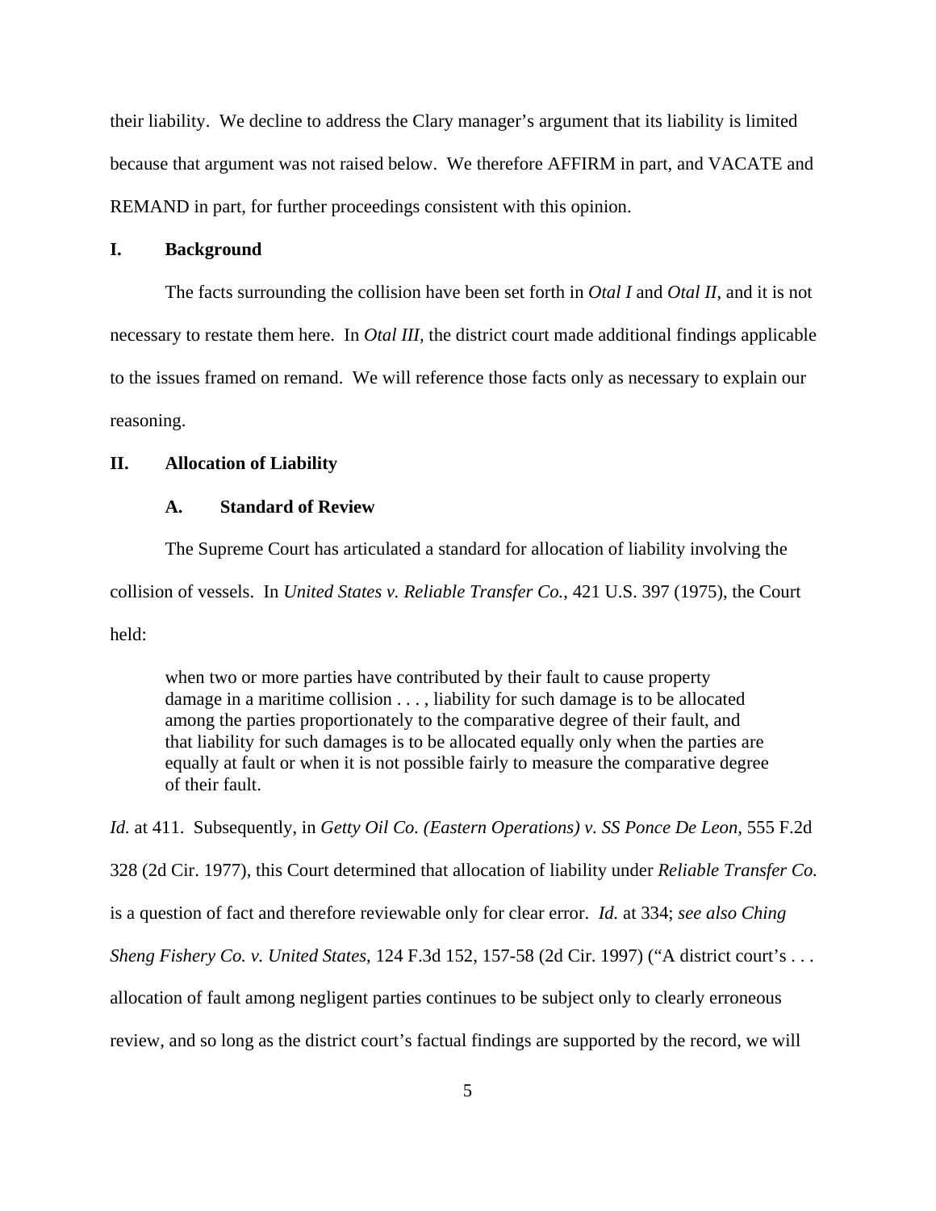their liability. We decline to address the Clary manager's argument that its liability is limited because that argument was not raised below. We therefore AFFIRM in part, and VACATE and REMAND in part, for further proceedings consistent with this opinion.

## I. Background

The facts surrounding the collision have been set forth in *Otal I* and *Otal II*, and it is not necessary to restate them here. In *Otal III*, the district court made additional findings applicable to the issues framed on remand. We will reference those facts only as necessary to explain our reasoning.

## II. Allocation of Liability

### A. Standard of Review

The Supreme Court has articulated a standard for allocation of liability involving the collision of vessels. In *United States v. Reliable Transfer Co.*, 421 U.S. 397 (1975), the Court held:

> when two or more parties have contributed by their fault to cause property damage in a maritime collision . . . , liability for such damage is to be allocated among the parties proportionately to the comparative degree of their fault, and that liability for such damages is to be allocated equally only when the parties are equally at fault or when it is not possible fairly to measure the comparative degree of their fault.

*Id.* at 411. Subsequently, in *Getty Oil Co. (Eastern Operations) v. SS Ponce De Leon*, 555 F.2d 328 (2d Cir. 1977), this Court determined that allocation of liability under *Reliable Transfer Co.* is a question of fact and therefore reviewable only for clear error. *Id.* at 334; *see also Ching Sheng Fishery Co. v. United States*, 124 F.3d 152, 157-58 (2d Cir. 1997) ("A district court's . . . allocation of fault among negligent parties continues to be subject only to clearly erroneous review, and so long as the district court's factual findings are supported by the record, we will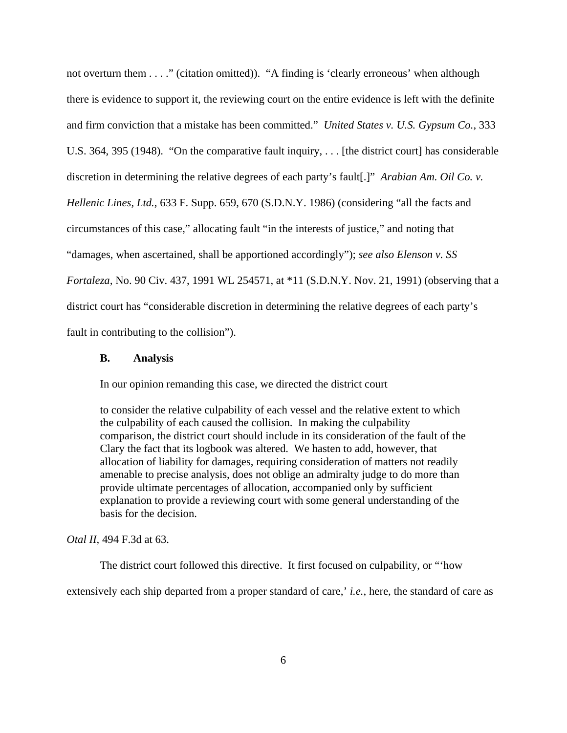not overturn them . . . ." (citation omitted)). "A finding is 'clearly erroneous' when although there is evidence to support it, the reviewing court on the entire evidence is left with the definite and firm conviction that a mistake has been committed." *United States v. U.S. Gypsum Co.*, 333 U.S. 364, 395 (1948). "On the comparative fault inquiry, . . . [the district court] has considerable discretion in determining the relative degrees of each party's fault[.]" *Arabian Am. Oil Co. v. Hellenic Lines, Ltd.*, 633 F. Supp. 659, 670 (S.D.N.Y. 1986) (considering "all the facts and circumstances of this case," allocating fault "in the interests of justice," and noting that "damages, when ascertained, shall be apportioned accordingly"); *see also Elenson v. SS Fortaleza*, No. 90 Civ. 437, 1991 WL 254571, at *11 (S.D.N.Y. Nov. 21, 1991) (observing that a district court has "considerable discretion in determining the relative degrees of each party's fault in contributing to the collision").

**B. Analysis**

In our opinion remanding this case, we directed the district court

> to consider the relative culpability of each vessel and the relative extent to which the culpability of each caused the collision. In making the culpability comparison, the district court should include in its consideration of the fault of the Clary the fact that its logbook was altered. We hasten to add, however, that allocation of liability for damages, requiring consideration of matters not readily amenable to precise analysis, does not oblige an admiralty judge to do more than provide ultimate percentages of allocation, accompanied only by sufficient explanation to provide a reviewing court with some general understanding of the basis for the decision.

*Otal II*, 494 F.3d at 63.

The district court followed this directive. It first focused on culpability, or "'how extensively each ship departed from a proper standard of care,' *i.e.*, here, the standard of care as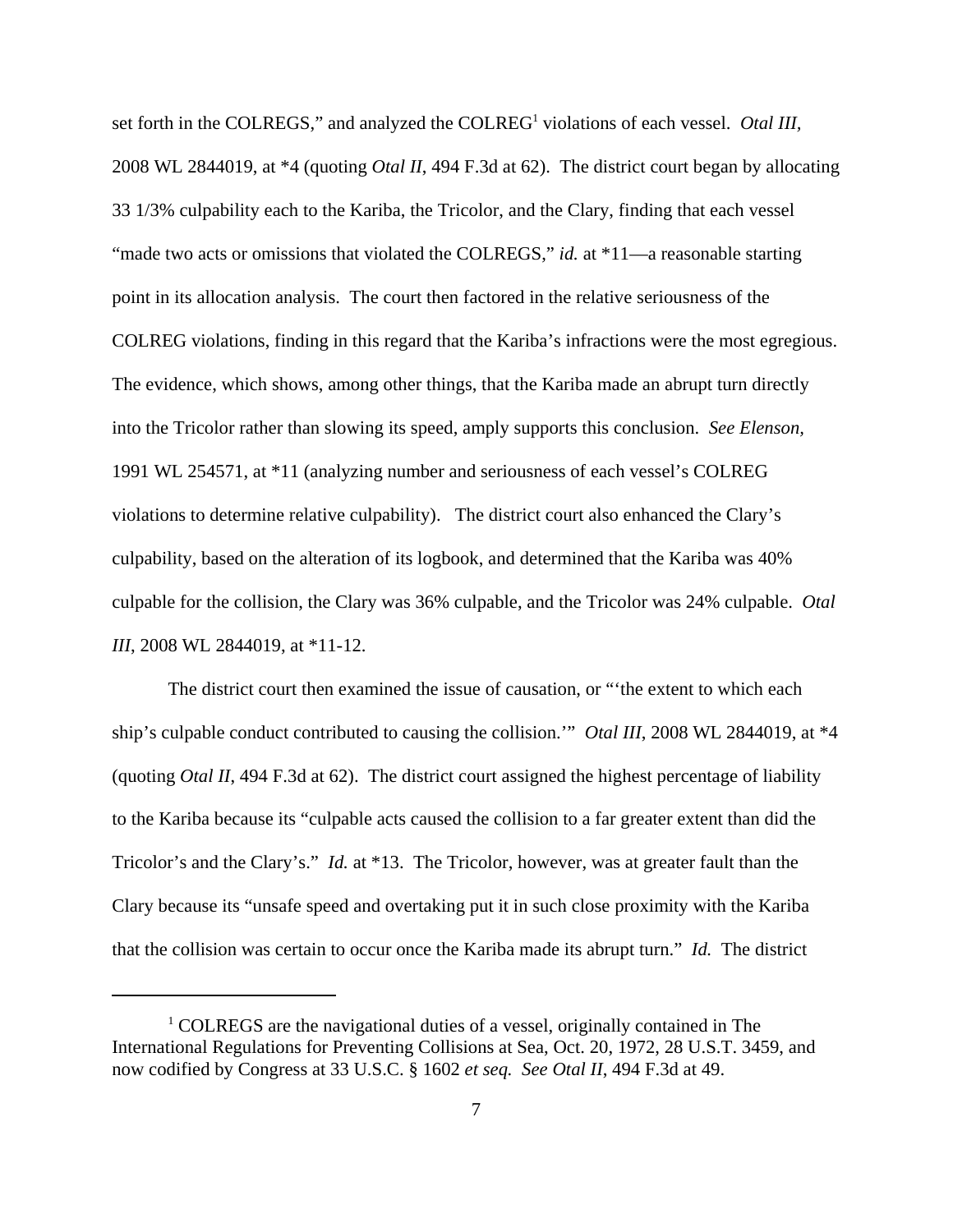set forth in the COLREGS," and analyzed the COLREG[1] violations of each vessel. *Otal III*, 2008 WL 2844019, at *4 (quoting *Otal II*, 494 F.3d at 62). The district court began by allocating 33 1/3% culpability each to the Kariba, the Tricolor, and the Clary, finding that each vessel "made two acts or omissions that violated the COLREGS," *id.* at *11—a reasonable starting point in its allocation analysis. The court then factored in the relative seriousness of the COLREG violations, finding in this regard that the Kariba's infractions were the most egregious. The evidence, which shows, among other things, that the Kariba made an abrupt turn directly into the Tricolor rather than slowing its speed, amply supports this conclusion. *See Elenson*, 1991 WL 254571, at *11 (analyzing number and seriousness of each vessel's COLREG violations to determine relative culpability). The district court also enhanced the Clary's culpability, based on the alteration of its logbook, and determined that the Kariba was 40% culpable for the collision, the Clary was 36% culpable, and the Tricolor was 24% culpable. *Otal III*, 2008 WL 2844019, at *11-12.

The district court then examined the issue of causation, or "'the extent to which each ship's culpable conduct contributed to causing the collision.'" *Otal III*, 2008 WL 2844019, at *4 (quoting *Otal II*, 494 F.3d at 62). The district court assigned the highest percentage of liability to the Kariba because its "culpable acts caused the collision to a far greater extent than did the Tricolor's and the Clary's." *Id.* at *13. The Tricolor, however, was at greater fault than the Clary because its "unsafe speed and overtaking put it in such close proximity with the Kariba that the collision was certain to occur once the Kariba made its abrupt turn." *Id.* The district

[1] COLREGS are the navigational duties of a vessel, originally contained in The International Regulations for Preventing Collisions at Sea, Oct. 20, 1972, 28 U.S.T. 3459, and now codified by Congress at 33 U.S.C. § 1602 *et seq.* *See Otal II*, 494 F.3d at 49.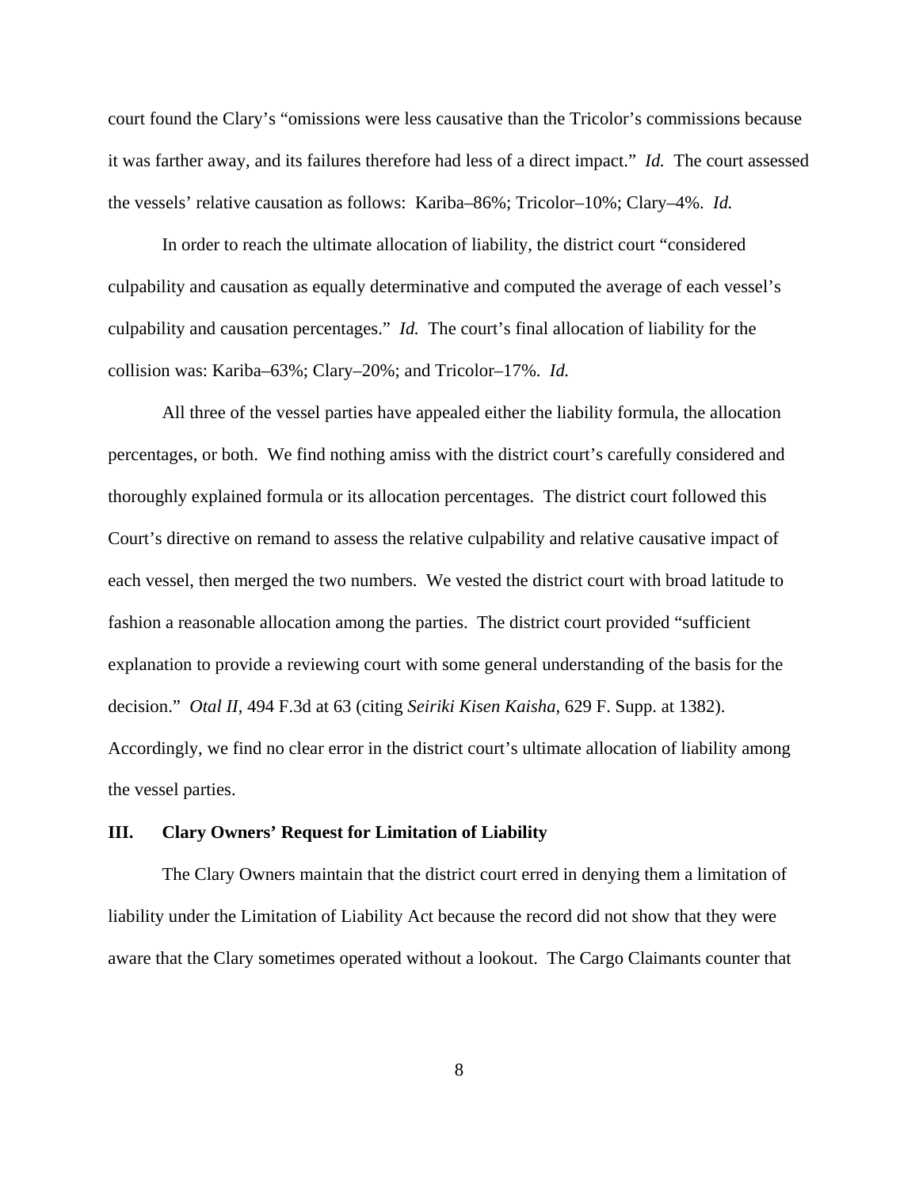court found the Clary's "omissions were less causative than the Tricolor's commissions because it was farther away, and its failures therefore had less of a direct impact." *Id.* The court assessed the vessels' relative causation as follows: Kariba–86%; Tricolor–10%; Clary–4%. *Id.*

In order to reach the ultimate allocation of liability, the district court "considered culpability and causation as equally determinative and computed the average of each vessel's culpability and causation percentages." *Id.* The court's final allocation of liability for the collision was: Kariba–63%; Clary–20%; and Tricolor–17%. *Id.*

All three of the vessel parties have appealed either the liability formula, the allocation percentages, or both. We find nothing amiss with the district court's carefully considered and thoroughly explained formula or its allocation percentages. The district court followed this Court's directive on remand to assess the relative culpability and relative causative impact of each vessel, then merged the two numbers. We vested the district court with broad latitude to fashion a reasonable allocation among the parties. The district court provided "sufficient explanation to provide a reviewing court with some general understanding of the basis for the decision." *Otal II*, 494 F.3d at 63 (citing *Seiriki Kisen Kaisha*, 629 F. Supp. at 1382). Accordingly, we find no clear error in the district court's ultimate allocation of liability among the vessel parties.

## III. Clary Owners' Request for Limitation of Liability

The Clary Owners maintain that the district court erred in denying them a limitation of liability under the Limitation of Liability Act because the record did not show that they were aware that the Clary sometimes operated without a lookout. The Cargo Claimants counter that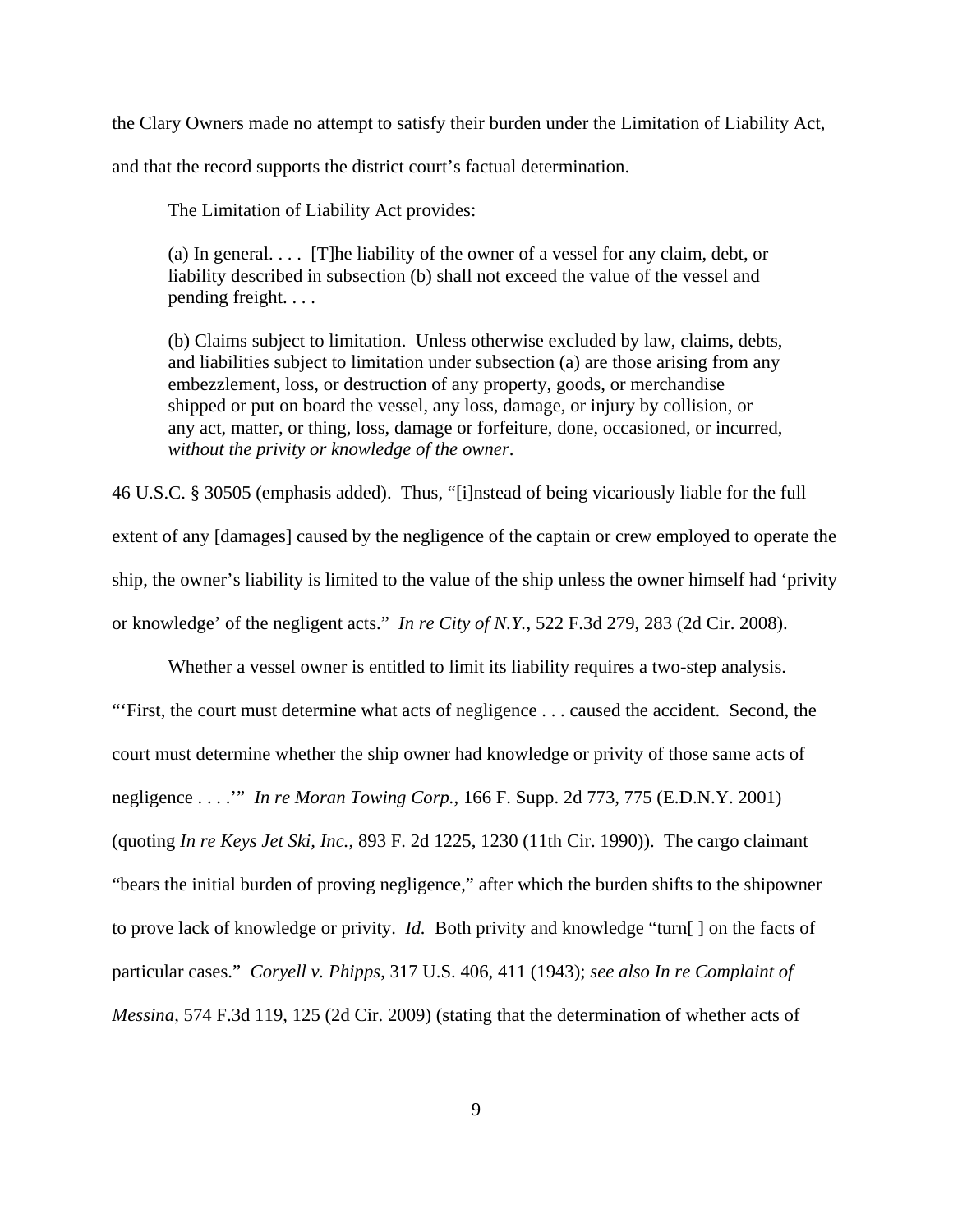the Clary Owners made no attempt to satisfy their burden under the Limitation of Liability Act, and that the record supports the district court's factual determination.

The Limitation of Liability Act provides:

> (a) In general. . . . [T]he liability of the owner of a vessel for any claim, debt, or liability described in subsection (b) shall not exceed the value of the vessel and pending freight. . . .
>
> (b) Claims subject to limitation. Unless otherwise excluded by law, claims, debts, and liabilities subject to limitation under subsection (a) are those arising from any embezzlement, loss, or destruction of any property, goods, or merchandise shipped or put on board the vessel, any loss, damage, or injury by collision, or any act, matter, or thing, loss, damage or forfeiture, done, occasioned, or incurred, *without the privity or knowledge of the owner*.

46 U.S.C. § 30505 (emphasis added). Thus, "[i]nstead of being vicariously liable for the full extent of any [damages] caused by the negligence of the captain or crew employed to operate the ship, the owner's liability is limited to the value of the ship unless the owner himself had 'privity or knowledge' of the negligent acts." *In re City of N.Y.*, 522 F.3d 279, 283 (2d Cir. 2008).

Whether a vessel owner is entitled to limit its liability requires a two-step analysis. "'First, the court must determine what acts of negligence . . . caused the accident. Second, the court must determine whether the ship owner had knowledge or privity of those same acts of negligence . . . .'" *In re Moran Towing Corp.*, 166 F. Supp. 2d 773, 775 (E.D.N.Y. 2001) (quoting *In re Keys Jet Ski, Inc.*, 893 F. 2d 1225, 1230 (11th Cir. 1990)). The cargo claimant "bears the initial burden of proving negligence," after which the burden shifts to the shipowner to prove lack of knowledge or privity. *Id.* Both privity and knowledge "turn[ ] on the facts of particular cases." *Coryell v. Phipps*, 317 U.S. 406, 411 (1943); *see also In re Complaint of Messina*, 574 F.3d 119, 125 (2d Cir. 2009) (stating that the determination of whether acts of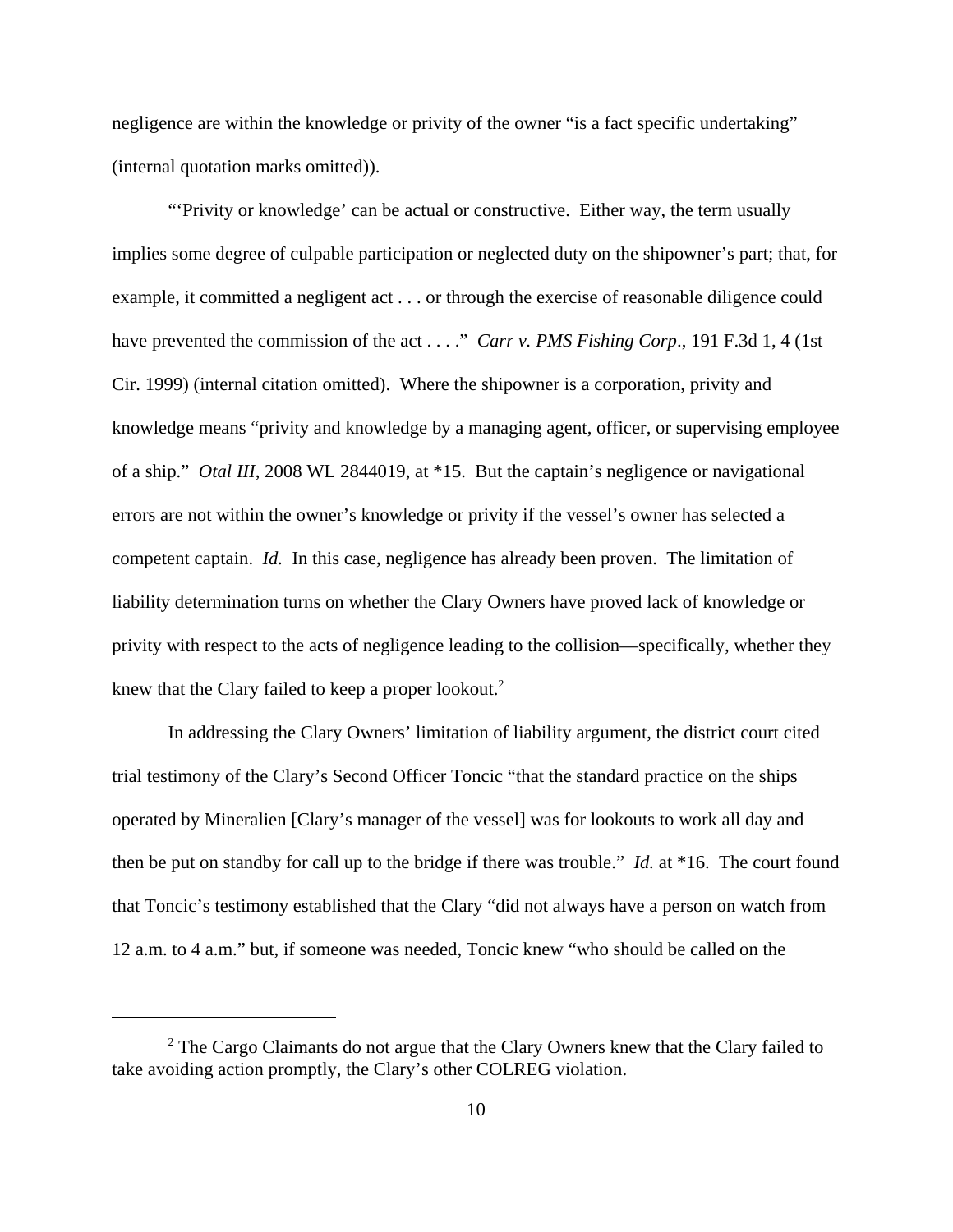negligence are within the knowledge or privity of the owner "is a fact specific undertaking" (internal quotation marks omitted)).

"'Privity or knowledge' can be actual or constructive. Either way, the term usually implies some degree of culpable participation or neglected duty on the shipowner's part; that, for example, it committed a negligent act . . . or through the exercise of reasonable diligence could have prevented the commission of the act . . . ." *Carr v. PMS Fishing Corp*., 191 F.3d 1, 4 (1st Cir. 1999) (internal citation omitted). Where the shipowner is a corporation, privity and knowledge means "privity and knowledge by a managing agent, officer, or supervising employee of a ship." *Otal III*, 2008 WL 2844019, at *15. But the captain's negligence or navigational errors are not within the owner's knowledge or privity if the vessel's owner has selected a competent captain. *Id.* In this case, negligence has already been proven. The limitation of liability determination turns on whether the Clary Owners have proved lack of knowledge or privity with respect to the acts of negligence leading to the collision—specifically, whether they knew that the Clary failed to keep a proper lookout.[2]

In addressing the Clary Owners' limitation of liability argument, the district court cited trial testimony of the Clary's Second Officer Toncic "that the standard practice on the ships operated by Mineralien [Clary's manager of the vessel] was for lookouts to work all day and then be put on standby for call up to the bridge if there was trouble." *Id.* at *16. The court found that Toncic's testimony established that the Clary "did not always have a person on watch from 12 a.m. to 4 a.m." but, if someone was needed, Toncic knew "who should be called on the

[2] The Cargo Claimants do not argue that the Clary Owners knew that the Clary failed to take avoiding action promptly, the Clary's other COLREG violation.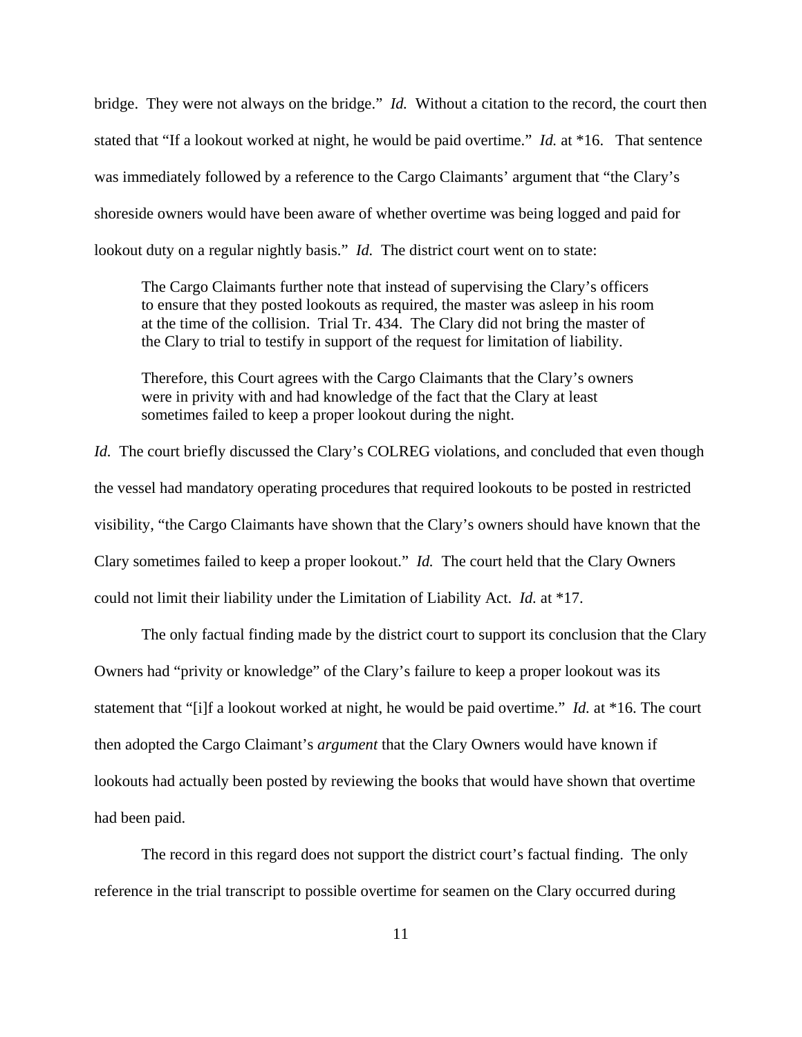bridge. They were not always on the bridge." *Id.* Without a citation to the record, the court then stated that "If a lookout worked at night, he would be paid overtime." *Id.* at *16. That sentence was immediately followed by a reference to the Cargo Claimants' argument that "the Clary's shoreside owners would have been aware of whether overtime was being logged and paid for lookout duty on a regular nightly basis." *Id.* The district court went on to state:

> The Cargo Claimants further note that instead of supervising the Clary's officers to ensure that they posted lookouts as required, the master was asleep in his room at the time of the collision. Trial Tr. 434. The Clary did not bring the master of the Clary to trial to testify in support of the request for limitation of liability.
>
> Therefore, this Court agrees with the Cargo Claimants that the Clary's owners were in privity with and had knowledge of the fact that the Clary at least sometimes failed to keep a proper lookout during the night.

*Id.* The court briefly discussed the Clary's COLREG violations, and concluded that even though the vessel had mandatory operating procedures that required lookouts to be posted in restricted visibility, "the Cargo Claimants have shown that the Clary's owners should have known that the Clary sometimes failed to keep a proper lookout." *Id.* The court held that the Clary Owners could not limit their liability under the Limitation of Liability Act. *Id.* at *17.

The only factual finding made by the district court to support its conclusion that the Clary Owners had "privity or knowledge" of the Clary's failure to keep a proper lookout was its statement that "[i]f a lookout worked at night, he would be paid overtime." *Id.* at *16. The court then adopted the Cargo Claimant's *argument* that the Clary Owners would have known if lookouts had actually been posted by reviewing the books that would have shown that overtime had been paid.

The record in this regard does not support the district court's factual finding. The only reference in the trial transcript to possible overtime for seamen on the Clary occurred during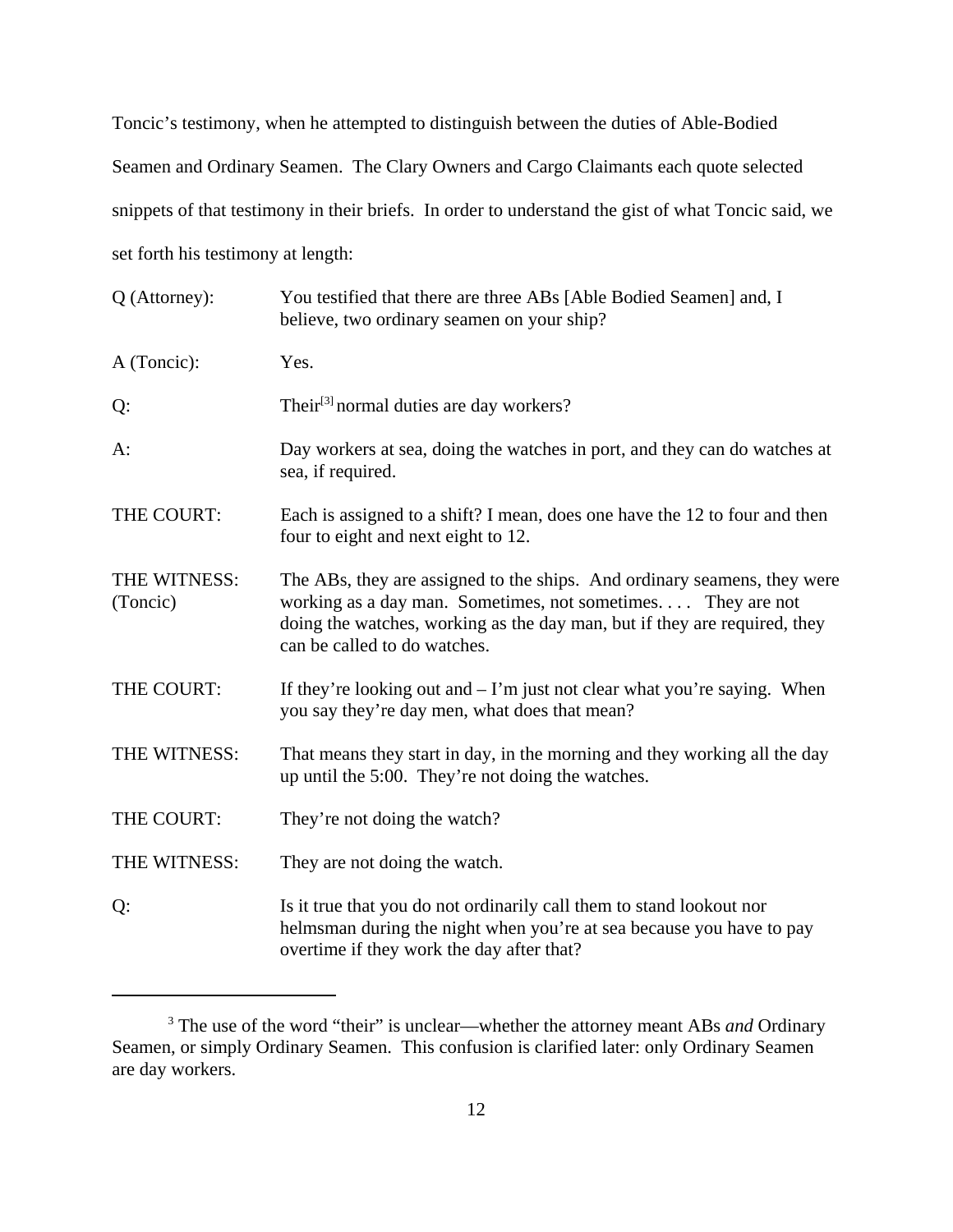Toncic's testimony, when he attempted to distinguish between the duties of Able-Bodied Seamen and Ordinary Seamen. The Clary Owners and Cargo Claimants each quote selected snippets of that testimony in their briefs. In order to understand the gist of what Toncic said, we set forth his testimony at length:

| | |
|---|---|
| Q (Attorney): | You testified that there are three ABs [Able Bodied Seamen] and, I believe, two ordinary seamen on your ship? |
| A (Toncic): | Yes. |
| Q: | Their[3] normal duties are day workers? |
| A: | Day workers at sea, doing the watches in port, and they can do watches at sea, if required. |
| THE COURT: | Each is assigned to a shift? I mean, does one have the 12 to four and then four to eight and next eight to 12. |
| THE WITNESS: (Toncic) | The ABs, they are assigned to the ships. And ordinary seamens, they were working as a day man. Sometimes, not sometimes. . . . They are not doing the watches, working as the day man, but if they are required, they can be called to do watches. |
| THE COURT: | If they're looking out and – I'm just not clear what you're saying. When you say they're day men, what does that mean? |
| THE WITNESS: | That means they start in day, in the morning and they working all the day up until the 5:00. They're not doing the watches. |
| THE COURT: | They're not doing the watch? |
| THE WITNESS: | They are not doing the watch. |
| Q: | Is it true that you do not ordinarily call them to stand lookout nor helmsman during the night when you're at sea because you have to pay overtime if they work the day after that? |

[3] The use of the word "their" is unclear—whether the attorney meant ABs *and* Ordinary Seamen, or simply Ordinary Seamen. This confusion is clarified later: only Ordinary Seamen are day workers.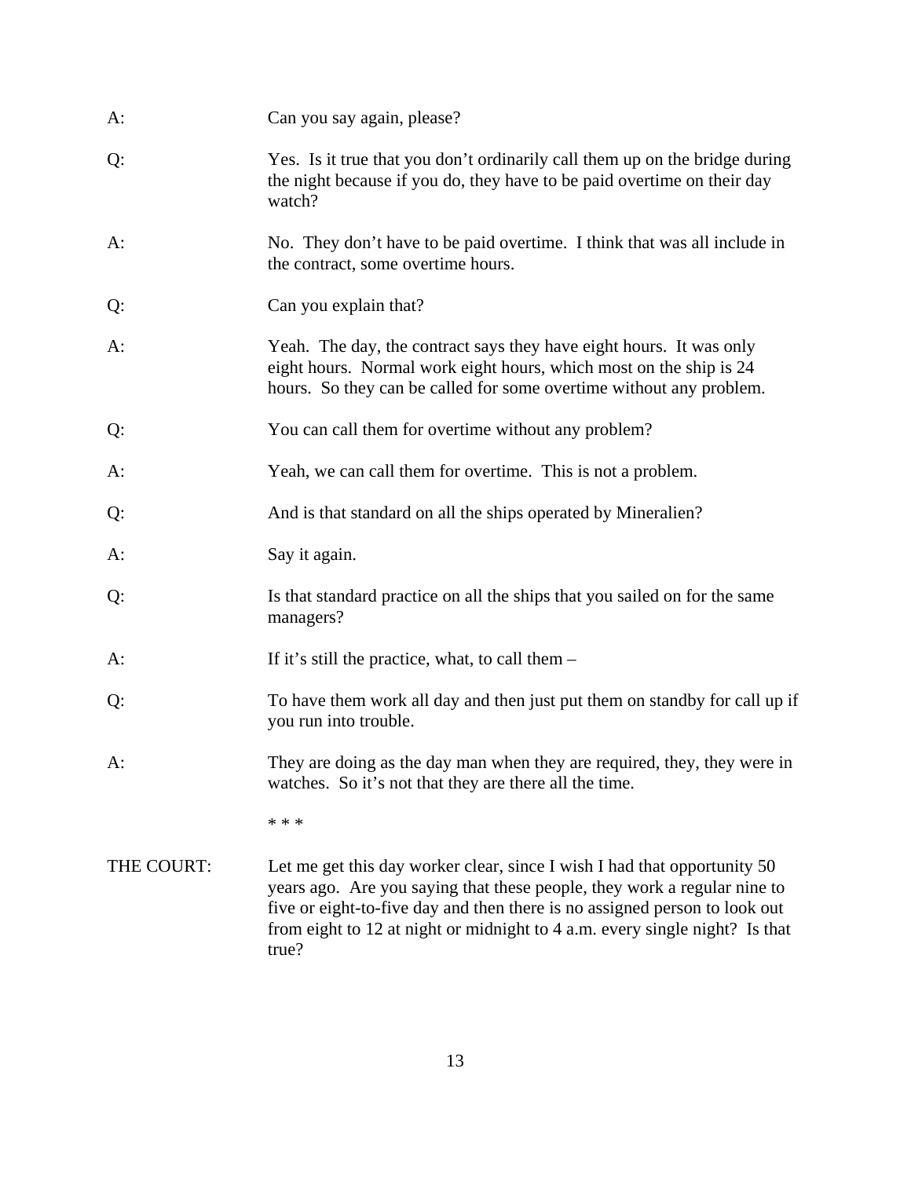A: Can you say again, please?

Q: Yes. Is it true that you don't ordinarily call them up on the bridge during the night because if you do, they have to be paid overtime on their day watch?

A: No. They don't have to be paid overtime. I think that was all include in the contract, some overtime hours.

Q: Can you explain that?

A: Yeah. The day, the contract says they have eight hours. It was only eight hours. Normal work eight hours, which most on the ship is 24 hours. So they can be called for some overtime without any problem.

Q: You can call them for overtime without any problem?

A: Yeah, we can call them for overtime. This is not a problem.

Q: And is that standard on all the ships operated by Mineralien?

A: Say it again.

Q: Is that standard practice on all the ships that you sailed on for the same managers?

A: If it's still the practice, what, to call them –

Q: To have them work all day and then just put them on standby for call up if you run into trouble.

A: They are doing as the day man when they are required, they, they were in watches. So it's not that they are there all the time.

\* \* \*

THE COURT: Let me get this day worker clear, since I wish I had that opportunity 50 years ago. Are you saying that these people, they work a regular nine to five or eight-to-five day and then there is no assigned person to look out from eight to 12 at night or midnight to 4 a.m. every single night? Is that true?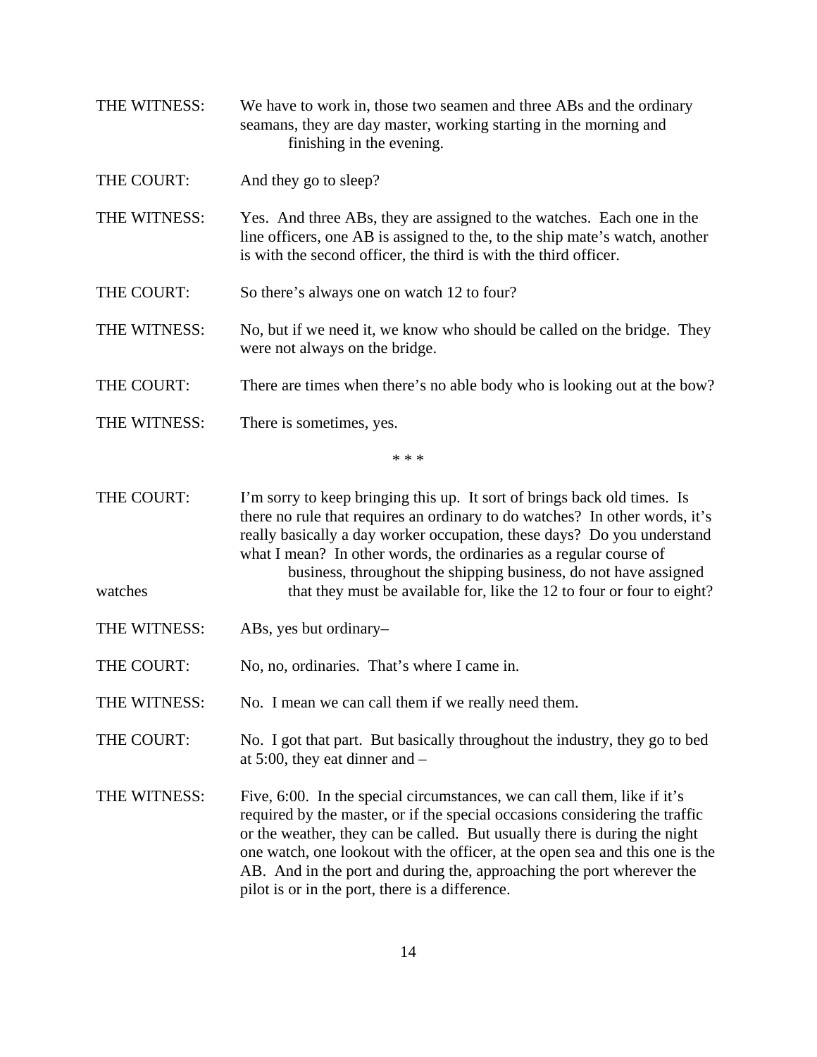THE WITNESS: We have to work in, those two seamen and three ABs and the ordinary seamans, they are day master, working starting in the morning and finishing in the evening.

THE COURT: And they go to sleep?

THE WITNESS: Yes. And three ABs, they are assigned to the watches. Each one in the line officers, one AB is assigned to the, to the ship mate's watch, another is with the second officer, the third is with the third officer.

THE COURT: So there's always one on watch 12 to four?

THE WITNESS: No, but if we need it, we know who should be called on the bridge. They were not always on the bridge.

THE COURT: There are times when there's no able body who is looking out at the bow?

THE WITNESS: There is sometimes, yes.

\* \* \*

THE COURT: I'm sorry to keep bringing this up. It sort of brings back old times. Is there no rule that requires an ordinary to do watches? In other words, it's really basically a day worker occupation, these days? Do you understand what I mean? In other words, the ordinaries as a regular course of business, throughout the shipping business, do not have assigned watches that they must be available for, like the 12 to four or four to eight?

THE WITNESS: ABs, yes but ordinary–

THE COURT: No, no, ordinaries. That's where I came in.

THE WITNESS: No. I mean we can call them if we really need them.

THE COURT: No. I got that part. But basically throughout the industry, they go to bed at 5:00, they eat dinner and –

THE WITNESS: Five, 6:00. In the special circumstances, we can call them, like if it's required by the master, or if the special occasions considering the traffic or the weather, they can be called. But usually there is during the night one watch, one lookout with the officer, at the open sea and this one is the AB. And in the port and during the, approaching the port wherever the pilot is or in the port, there is a difference.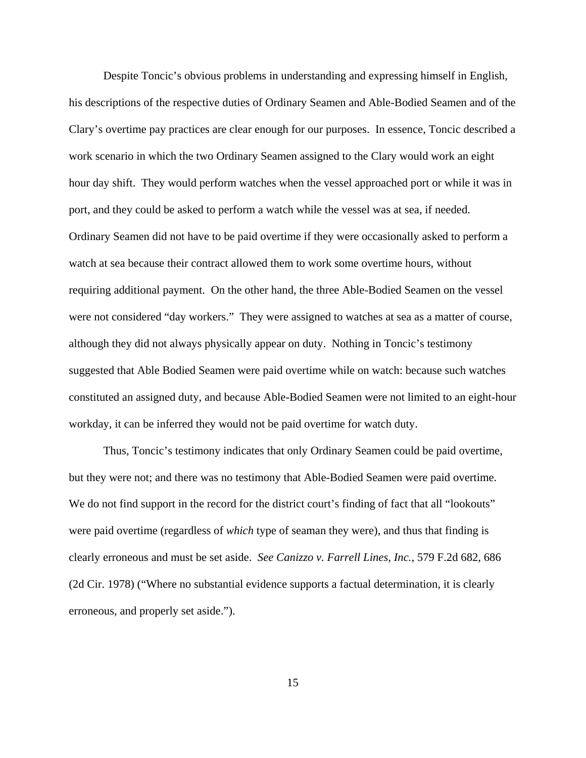Despite Toncic's obvious problems in understanding and expressing himself in English, his descriptions of the respective duties of Ordinary Seamen and Able-Bodied Seamen and of the Clary's overtime pay practices are clear enough for our purposes. In essence, Toncic described a work scenario in which the two Ordinary Seamen assigned to the Clary would work an eight hour day shift. They would perform watches when the vessel approached port or while it was in port, and they could be asked to perform a watch while the vessel was at sea, if needed. Ordinary Seamen did not have to be paid overtime if they were occasionally asked to perform a watch at sea because their contract allowed them to work some overtime hours, without requiring additional payment. On the other hand, the three Able-Bodied Seamen on the vessel were not considered "day workers." They were assigned to watches at sea as a matter of course, although they did not always physically appear on duty. Nothing in Toncic's testimony suggested that Able Bodied Seamen were paid overtime while on watch: because such watches constituted an assigned duty, and because Able-Bodied Seamen were not limited to an eight-hour workday, it can be inferred they would not be paid overtime for watch duty.

Thus, Toncic's testimony indicates that only Ordinary Seamen could be paid overtime, but they were not; and there was no testimony that Able-Bodied Seamen were paid overtime. We do not find support in the record for the district court's finding of fact that all "lookouts" were paid overtime (regardless of *which* type of seaman they were), and thus that finding is clearly erroneous and must be set aside. *See Canizzo v. Farrell Lines, Inc.*, 579 F.2d 682, 686 (2d Cir. 1978) ("Where no substantial evidence supports a factual determination, it is clearly erroneous, and properly set aside.").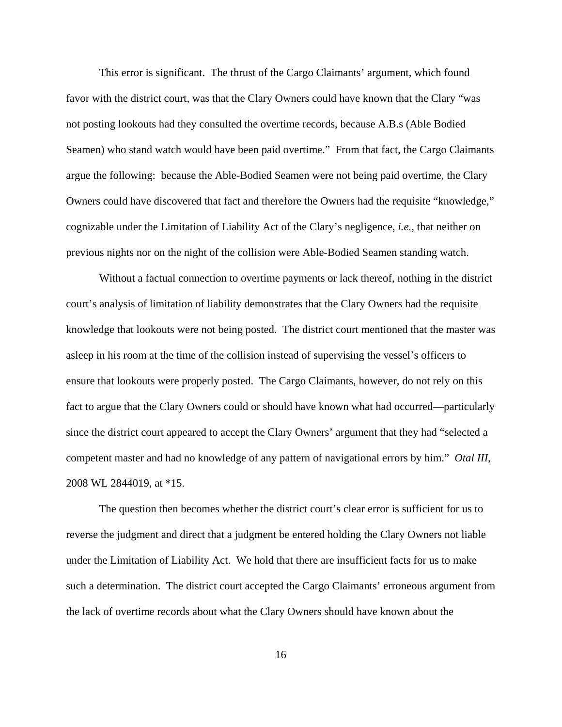This error is significant. The thrust of the Cargo Claimants' argument, which found favor with the district court, was that the Clary Owners could have known that the Clary "was not posting lookouts had they consulted the overtime records, because A.B.s (Able Bodied Seamen) who stand watch would have been paid overtime." From that fact, the Cargo Claimants argue the following: because the Able-Bodied Seamen were not being paid overtime, the Clary Owners could have discovered that fact and therefore the Owners had the requisite "knowledge," cognizable under the Limitation of Liability Act of the Clary's negligence, *i.e.*, that neither on previous nights nor on the night of the collision were Able-Bodied Seamen standing watch.

Without a factual connection to overtime payments or lack thereof, nothing in the district court's analysis of limitation of liability demonstrates that the Clary Owners had the requisite knowledge that lookouts were not being posted. The district court mentioned that the master was asleep in his room at the time of the collision instead of supervising the vessel's officers to ensure that lookouts were properly posted. The Cargo Claimants, however, do not rely on this fact to argue that the Clary Owners could or should have known what had occurred—particularly since the district court appeared to accept the Clary Owners' argument that they had "selected a competent master and had no knowledge of any pattern of navigational errors by him." *Otal III*, 2008 WL 2844019, at *15.

The question then becomes whether the district court's clear error is sufficient for us to reverse the judgment and direct that a judgment be entered holding the Clary Owners not liable under the Limitation of Liability Act. We hold that there are insufficient facts for us to make such a determination. The district court accepted the Cargo Claimants' erroneous argument from the lack of overtime records about what the Clary Owners should have known about the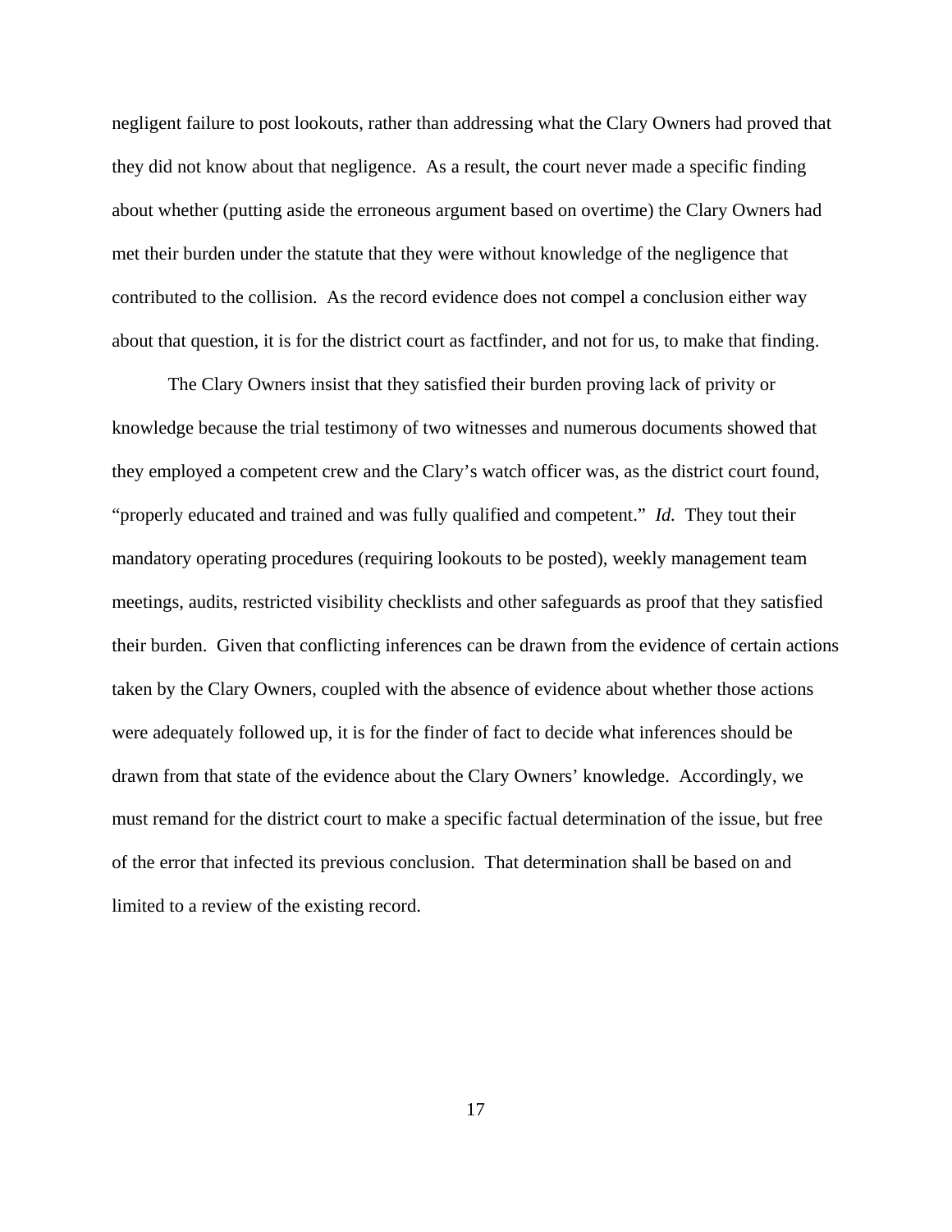negligent failure to post lookouts, rather than addressing what the Clary Owners had proved that they did not know about that negligence. As a result, the court never made a specific finding about whether (putting aside the erroneous argument based on overtime) the Clary Owners had met their burden under the statute that they were without knowledge of the negligence that contributed to the collision. As the record evidence does not compel a conclusion either way about that question, it is for the district court as factfinder, and not for us, to make that finding.

The Clary Owners insist that they satisfied their burden proving lack of privity or knowledge because the trial testimony of two witnesses and numerous documents showed that they employed a competent crew and the Clary's watch officer was, as the district court found, "properly educated and trained and was fully qualified and competent." *Id.* They tout their mandatory operating procedures (requiring lookouts to be posted), weekly management team meetings, audits, restricted visibility checklists and other safeguards as proof that they satisfied their burden. Given that conflicting inferences can be drawn from the evidence of certain actions taken by the Clary Owners, coupled with the absence of evidence about whether those actions were adequately followed up, it is for the finder of fact to decide what inferences should be drawn from that state of the evidence about the Clary Owners' knowledge. Accordingly, we must remand for the district court to make a specific factual determination of the issue, but free of the error that infected its previous conclusion. That determination shall be based on and limited to a review of the existing record.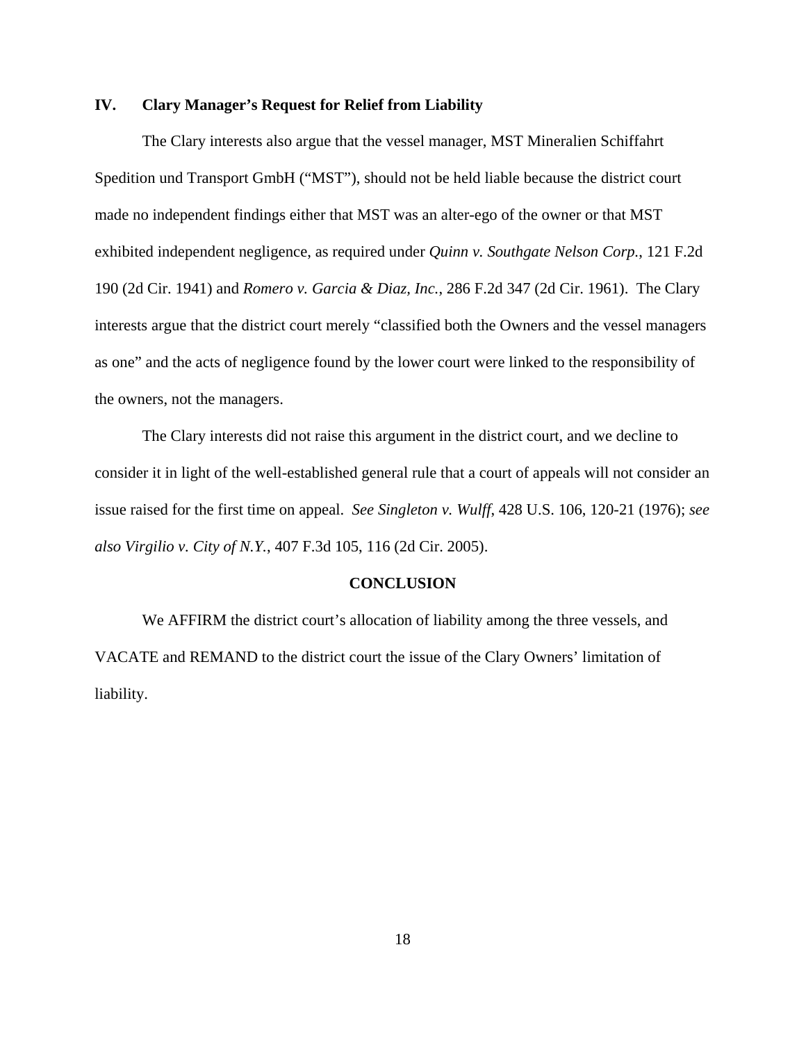## IV. Clary Manager's Request for Relief from Liability

The Clary interests also argue that the vessel manager, MST Mineralien Schiffahrt Spedition und Transport GmbH ("MST"), should not be held liable because the district court made no independent findings either that MST was an alter-ego of the owner or that MST exhibited independent negligence, as required under *Quinn v. Southgate Nelson Corp.*, 121 F.2d 190 (2d Cir. 1941) and *Romero v. Garcia & Diaz, Inc.*, 286 F.2d 347 (2d Cir. 1961). The Clary interests argue that the district court merely "classified both the Owners and the vessel managers as one" and the acts of negligence found by the lower court were linked to the responsibility of the owners, not the managers.

The Clary interests did not raise this argument in the district court, and we decline to consider it in light of the well-established general rule that a court of appeals will not consider an issue raised for the first time on appeal. *See Singleton v. Wulff*, 428 U.S. 106, 120-21 (1976); *see also Virgilio v. City of N.Y.*, 407 F.3d 105, 116 (2d Cir. 2005).

## CONCLUSION

We AFFIRM the district court's allocation of liability among the three vessels, and VACATE and REMAND to the district court the issue of the Clary Owners' limitation of liability.